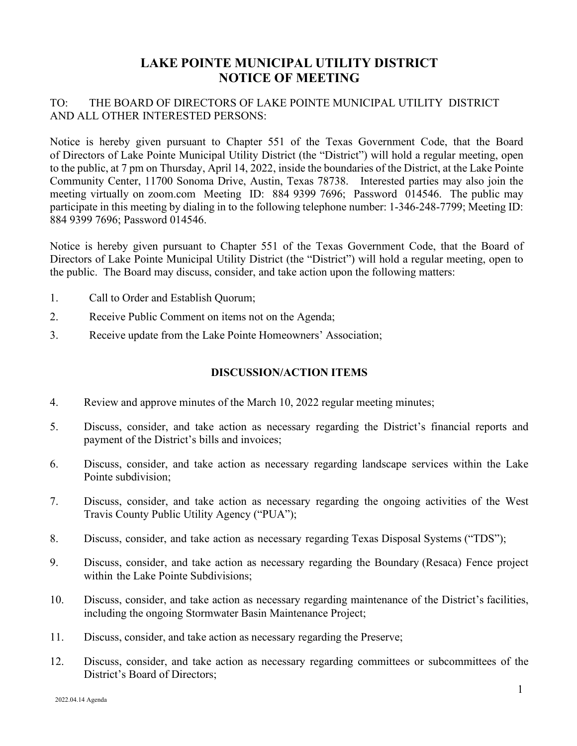# LAKE POINTE MUNICIPAL UTILITY DISTRICT
# NOTICE OF MEETING

TO: THE BOARD OF DIRECTORS OF LAKE POINTE MUNICIPAL UTILITY DISTRICT AND ALL OTHER INTERESTED PERSONS:

Notice is hereby given pursuant to Chapter 551 of the Texas Government Code, that the Board of Directors of Lake Pointe Municipal Utility District (the "District") will hold a regular meeting, open to the public, at 7 pm on Thursday, April 14, 2022, inside the boundaries of the District, at the Lake Pointe Community Center, 11700 Sonoma Drive, Austin, Texas 78738. Interested parties may also join the meeting virtually on zoom.com Meeting ID: 884 9399 7696; Password 014546. The public may participate in this meeting by dialing in to the following telephone number: 1-346-248-7799; Meeting ID: 884 9399 7696; Password 014546.

Notice is hereby given pursuant to Chapter 551 of the Texas Government Code, that the Board of Directors of Lake Pointe Municipal Utility District (the "District") will hold a regular meeting, open to the public. The Board may discuss, consider, and take action upon the following matters:

1. Call to Order and Establish Quorum;
2. Receive Public Comment on items not on the Agenda;
3. Receive update from the Lake Pointe Homeowners' Association;

## DISCUSSION/ACTION ITEMS

4. Review and approve minutes of the March 10, 2022 regular meeting minutes;
5. Discuss, consider, and take action as necessary regarding the District's financial reports and payment of the District's bills and invoices;
6. Discuss, consider, and take action as necessary regarding landscape services within the Lake Pointe subdivision;
7. Discuss, consider, and take action as necessary regarding the ongoing activities of the West Travis County Public Utility Agency ("PUA");
8. Discuss, consider, and take action as necessary regarding Texas Disposal Systems ("TDS");
9. Discuss, consider, and take action as necessary regarding the Boundary (Resaca) Fence project within the Lake Pointe Subdivisions;
10. Discuss, consider, and take action as necessary regarding maintenance of the District's facilities, including the ongoing Stormwater Basin Maintenance Project;
11. Discuss, consider, and take action as necessary regarding the Preserve;
12. Discuss, consider, and take action as necessary regarding committees or subcommittees of the District's Board of Directors;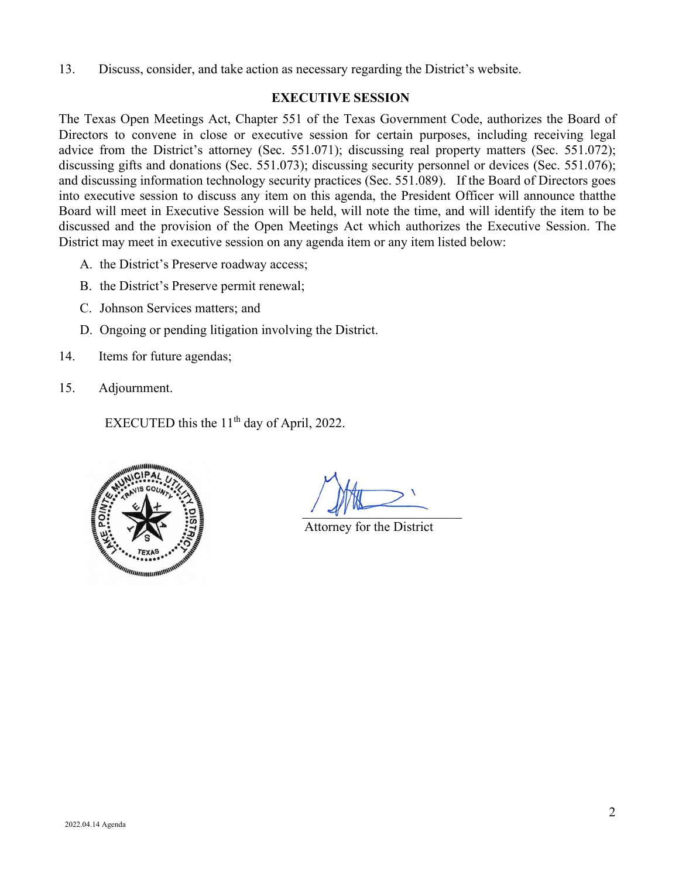13. Discuss, consider, and take action as necessary regarding the District's website.

**EXECUTIVE SESSION**

The Texas Open Meetings Act, Chapter 551 of the Texas Government Code, authorizes the Board of Directors to convene in close or executive session for certain purposes, including receiving legal advice from the District's attorney (Sec. 551.071); discussing real property matters (Sec. 551.072); discussing gifts and donations (Sec. 551.073); discussing security personnel or devices (Sec. 551.076); and discussing information technology security practices (Sec. 551.089). If the Board of Directors goes into executive session to discuss any item on this agenda, the President Officer will announce thatthe Board will meet in Executive Session will be held, will note the time, and will identify the item to be discussed and the provision of the Open Meetings Act which authorizes the Executive Session. The District may meet in executive session on any agenda item or any item listed below:

A. the District's Preserve roadway access;

B. the District's Preserve permit renewal;

C. Johnson Services matters; and

D. Ongoing or pending litigation involving the District.

14. Items for future agendas;

15. Adjournment.

EXECUTED this the 11th day of April, 2022.

LAKE POINTE MUNICIPAL UTILITY DISTRICT
TRAVIS COUNTY
TEXAS

Attorney for the District

2022.04.14 Agenda